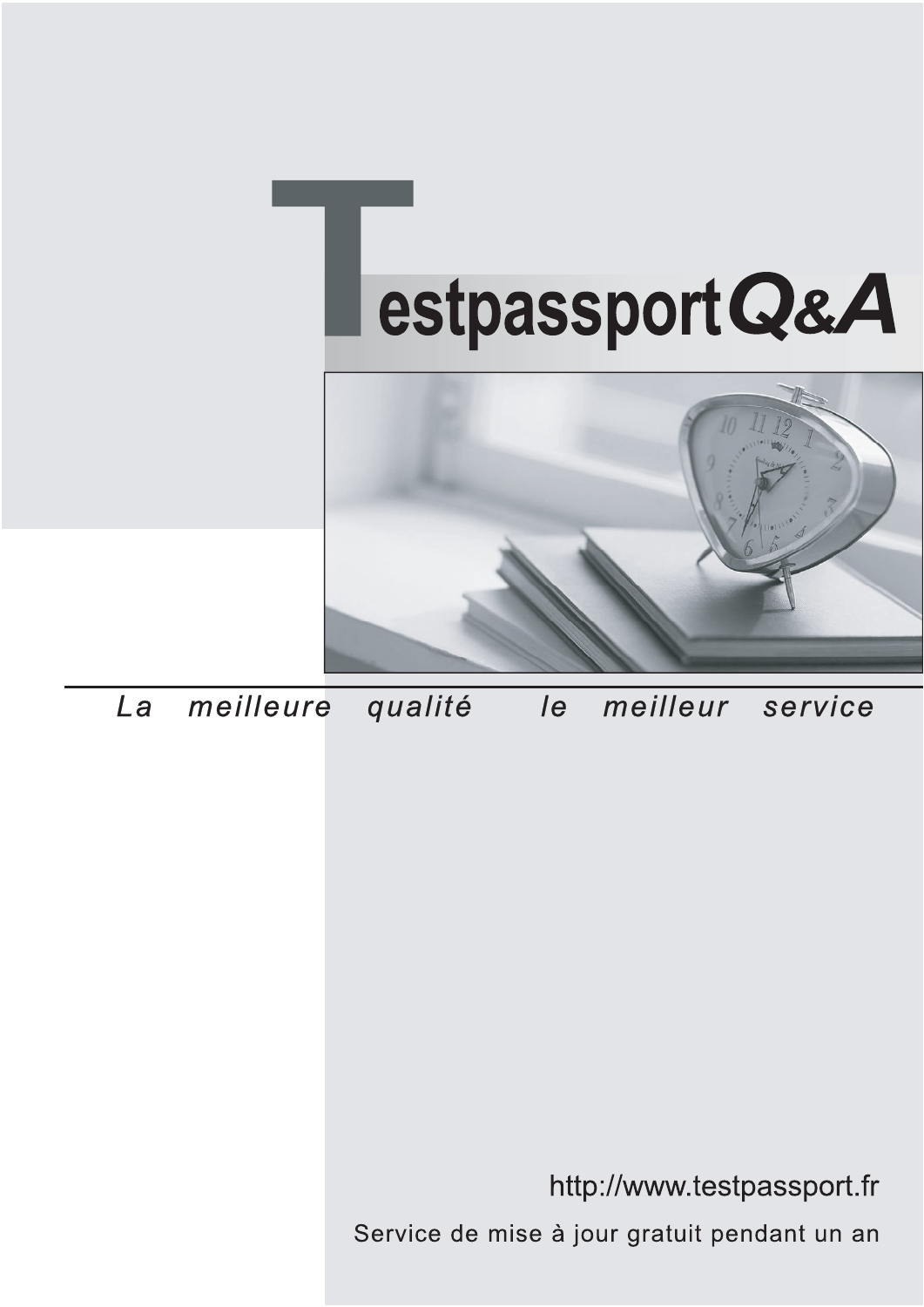# TestpassportQ&A

*La meilleure qualité le meilleur service*

http://www.testpassport.fr

Service de mise à jour gratuit pendant un an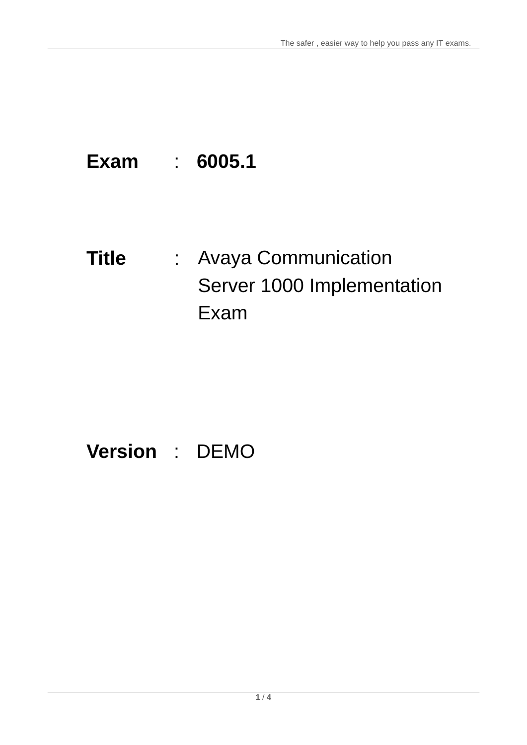**Exam** : **6005.1**

**Title** : Avaya Communication Server 1000 Implementation Exam

**Version** : DEMO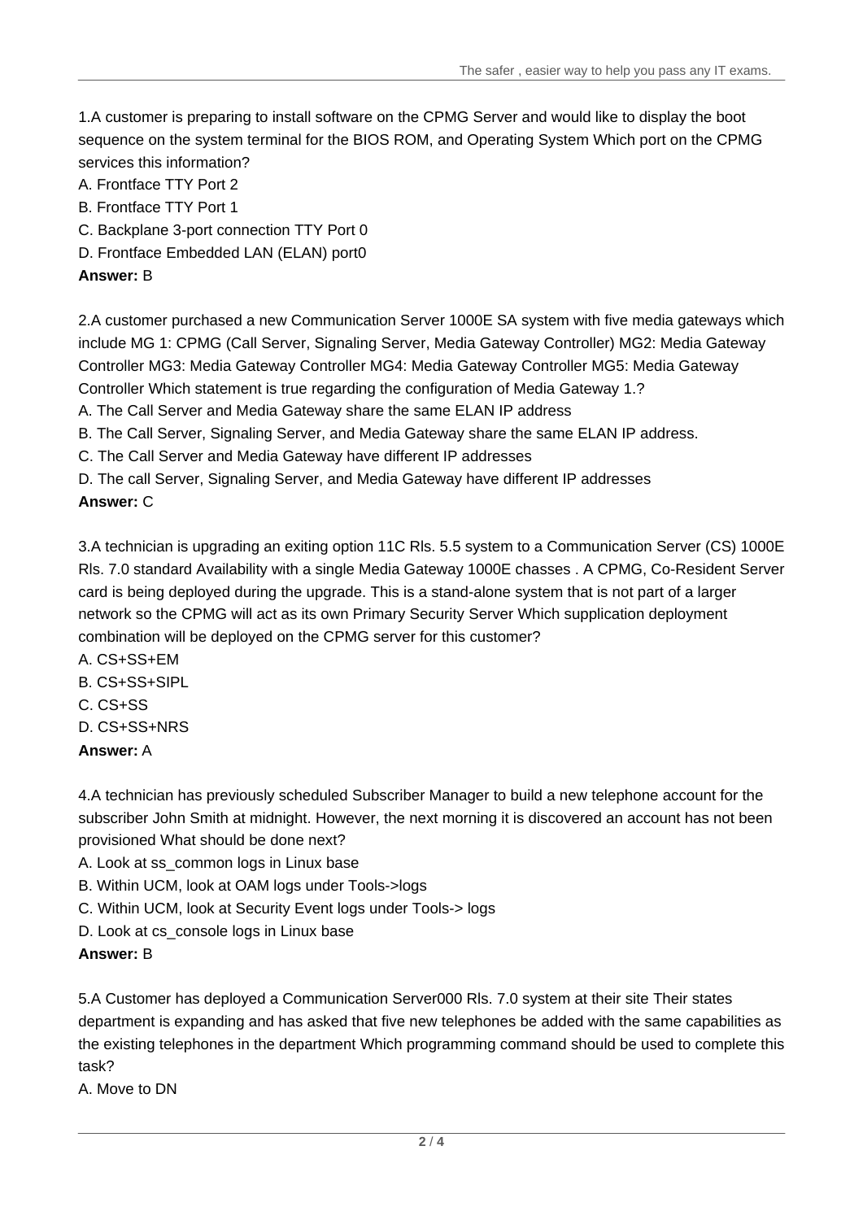1.A customer is preparing to install software on the CPMG Server and would like to display the boot sequence on the system terminal for the BIOS ROM, and Operating System Which port on the CPMG services this information?

A. Frontface TTY Port 2

B. Frontface TTY Port 1

C. Backplane 3-port connection TTY Port 0

D. Frontface Embedded LAN (ELAN) port0

**Answer:** B

2.A customer purchased a new Communication Server 1000E SA system with five media gateways which include MG 1: CPMG (Call Server, Signaling Server, Media Gateway Controller) MG2: Media Gateway Controller MG3: Media Gateway Controller MG4: Media Gateway Controller MG5: Media Gateway Controller Which statement is true regarding the configuration of Media Gateway 1.?

A. The Call Server and Media Gateway share the same ELAN IP address

B. The Call Server, Signaling Server, and Media Gateway share the same ELAN IP address.

C. The Call Server and Media Gateway have different IP addresses

D. The call Server, Signaling Server, and Media Gateway have different IP addresses

**Answer:** C

3.A technician is upgrading an exiting option 11C Rls. 5.5 system to a Communication Server (CS) 1000E Rls. 7.0 standard Availability with a single Media Gateway 1000E chasses . A CPMG, Co-Resident Server card is being deployed during the upgrade. This is a stand-alone system that is not part of a larger network so the CPMG will act as its own Primary Security Server Which supplication deployment combination will be deployed on the CPMG server for this customer?

A. CS+SS+EM

B. CS+SS+SIPL

C. CS+SS

D. CS+SS+NRS

**Answer:** A

4.A technician has previously scheduled Subscriber Manager to build a new telephone account for the subscriber John Smith at midnight. However, the next morning it is discovered an account has not been provisioned What should be done next?

A. Look at ss_common logs in Linux base

B. Within UCM, look at OAM logs under Tools->logs

C. Within UCM, look at Security Event logs under Tools-> logs

D. Look at cs_console logs in Linux base

**Answer:** B

5.A Customer has deployed a Communication Server000 Rls. 7.0 system at their site Their states department is expanding and has asked that five new telephones be added with the same capabilities as the existing telephones in the department Which programming command should be used to complete this task?

A. Move to DN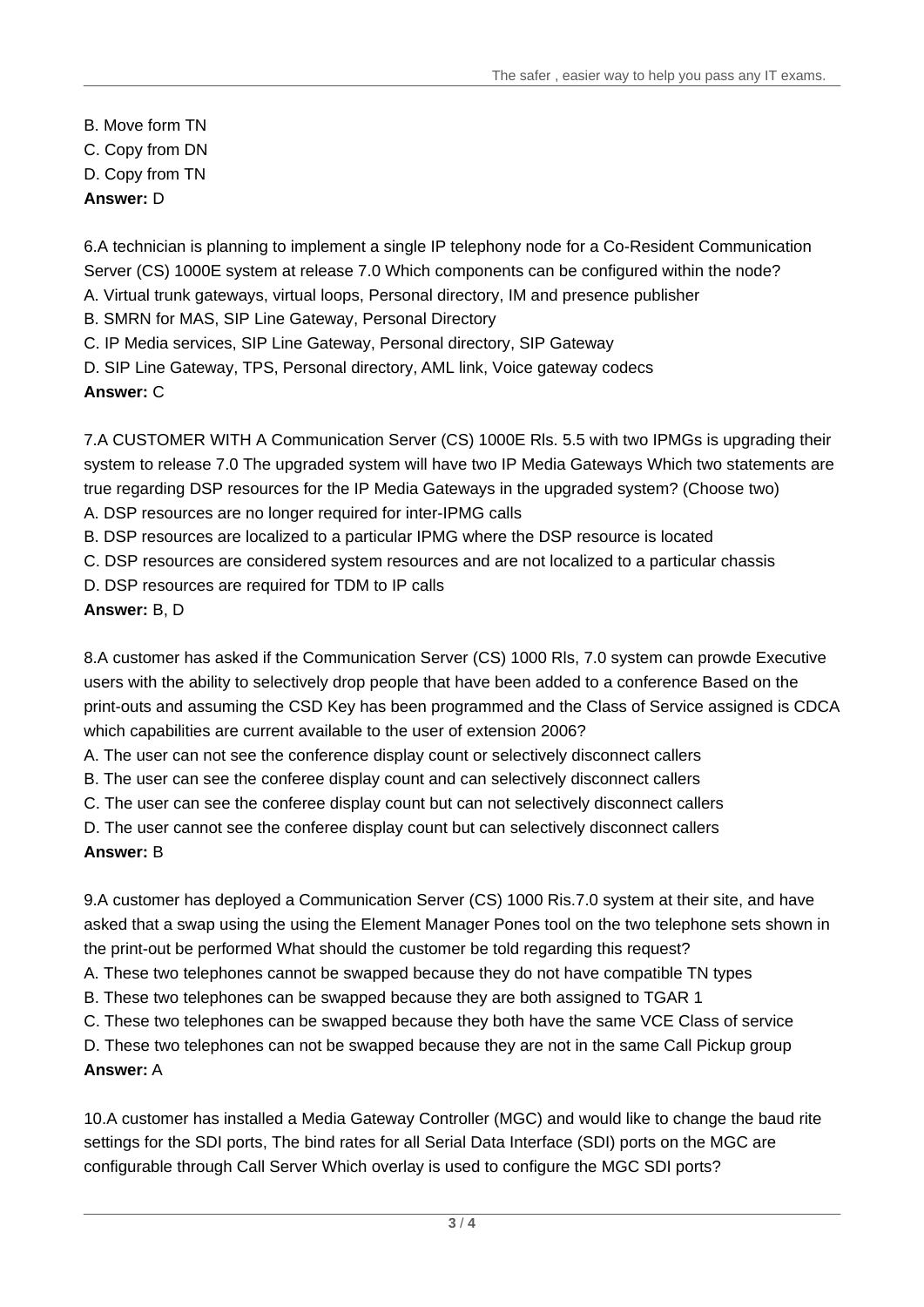B. Move form TN
C. Copy from DN
D. Copy from TN
**Answer:** D

6.A technician is planning to implement a single IP telephony node for a Co-Resident Communication Server (CS) 1000E system at release 7.0 Which components can be configured within the node?
A. Virtual trunk gateways, virtual loops, Personal directory, IM and presence publisher
B. SMRN for MAS, SIP Line Gateway, Personal Directory
C. IP Media services, SIP Line Gateway, Personal directory, SIP Gateway
D. SIP Line Gateway, TPS, Personal directory, AML link, Voice gateway codecs
**Answer:** C

7.A CUSTOMER WITH A Communication Server (CS) 1000E Rls. 5.5 with two IPMGs is upgrading their system to release 7.0 The upgraded system will have two IP Media Gateways Which two statements are true regarding DSP resources for the IP Media Gateways in the upgraded system? (Choose two)
A. DSP resources are no longer required for inter-IPMG calls
B. DSP resources are localized to a particular IPMG where the DSP resource is located
C. DSP resources are considered system resources and are not localized to a particular chassis
D. DSP resources are required for TDM to IP calls
**Answer:** B, D

8.A customer has asked if the Communication Server (CS) 1000 Rls, 7.0 system can prowde Executive users with the ability to selectively drop people that have been added to a conference Based on the print-outs and assuming the CSD Key has been programmed and the Class of Service assigned is CDCA which capabilities are current available to the user of extension 2006?
A. The user can not see the conference display count or selectively disconnect callers
B. The user can see the conferee display count and can selectively disconnect callers
C. The user can see the conferee display count but can not selectively disconnect callers
D. The user cannot see the conferee display count but can selectively disconnect callers
**Answer:** B

9.A customer has deployed a Communication Server (CS) 1000 Ris.7.0 system at their site, and have asked that a swap using the using the Element Manager Pones tool on the two telephone sets shown in the print-out be performed What should the customer be told regarding this request?
A. These two telephones cannot be swapped because they do not have compatible TN types
B. These two telephones can be swapped because they are both assigned to TGAR 1
C. These two telephones can be swapped because they both have the same VCE Class of service
D. These two telephones can not be swapped because they are not in the same Call Pickup group
**Answer:** A

10.A customer has installed a Media Gateway Controller (MGC) and would like to change the baud rite settings for the SDI ports, The bind rates for all Serial Data Interface (SDI) ports on the MGC are configurable through Call Server Which overlay is used to configure the MGC SDI ports?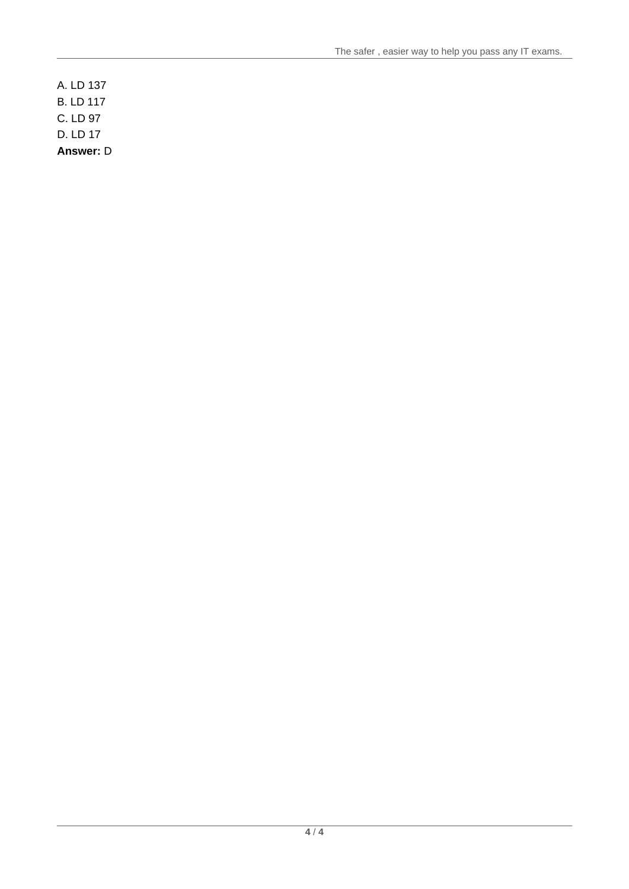A. LD 137
B. LD 117
C. LD 97
D. LD 17
**Answer:** D